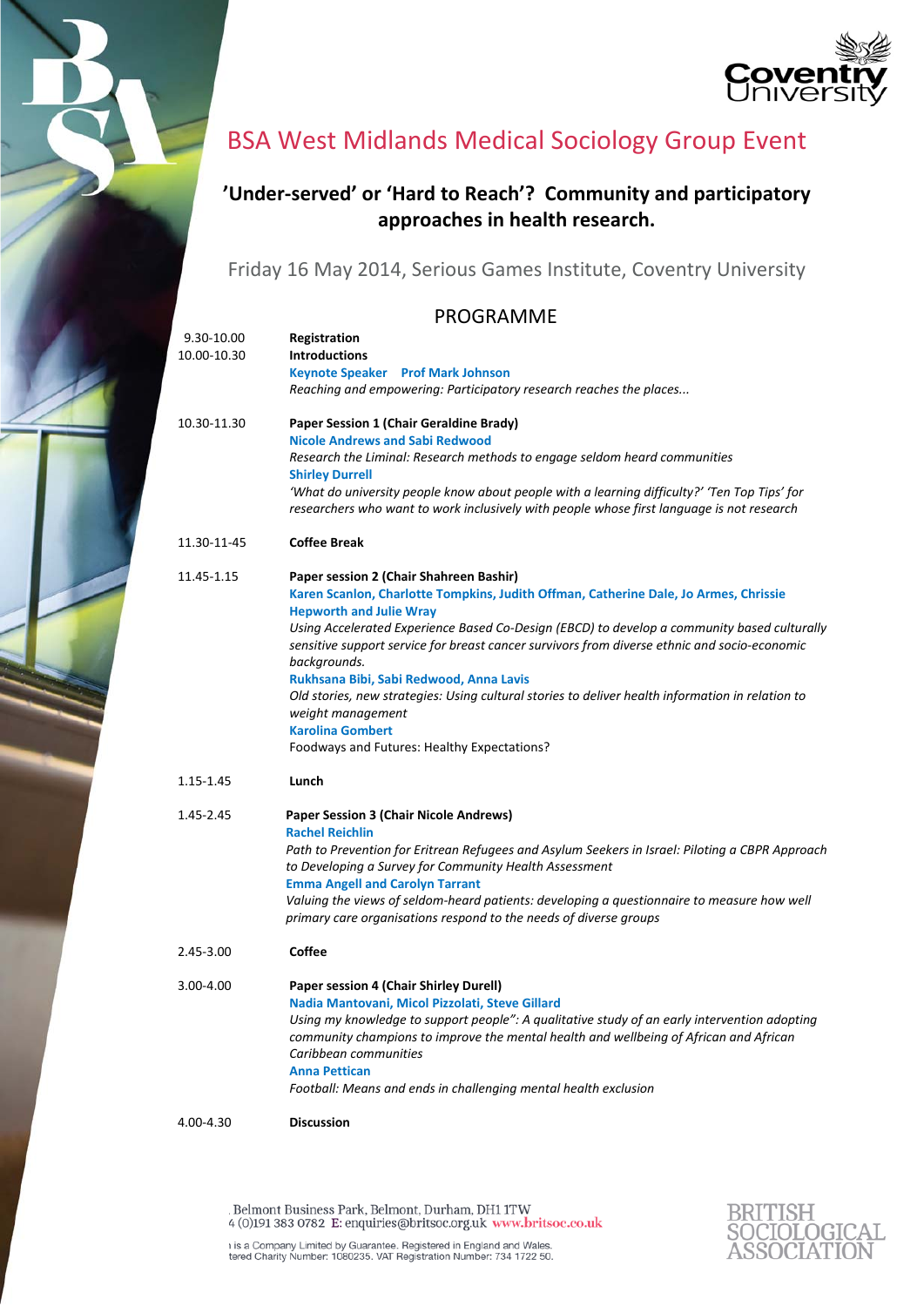# BSA West Midlands Medical Sociology Group Event

## 'Under-served' or 'Hard to Reach'? Community and participatory approaches in health research.

Friday 16 May 2014, Serious Games Institute, Coventry University

### PROGRAMME

| | |
|---|---|
| 9.30-10.00 | **Registration** |
| 10.00-10.30 | **Introductions**<br>**Keynote Speaker Prof Mark Johnson**<br>*Reaching and empowering: Participatory research reaches the places...* |
| 10.30-11.30 | **Paper Session 1 (Chair Geraldine Brady)**<br>**Nicole Andrews and Sabi Redwood**<br>*Research the Liminal: Research methods to engage seldom heard communities*<br>**Shirley Durrell**<br>*'What do university people know about people with a learning difficulty?' 'Ten Top Tips' for researchers who want to work inclusively with people whose first language is not research* |
| 11.30-11-45 | **Coffee Break** |
| 11.45-1.15 | **Paper session 2 (Chair Shahreen Bashir)**<br>**Karen Scanlon, Charlotte Tompkins, Judith Offman, Catherine Dale, Jo Armes, Chrissie Hepworth and Julie Wray**<br>*Using Accelerated Experience Based Co-Design (EBCD) to develop a community based culturally sensitive support service for breast cancer survivors from diverse ethnic and socio-economic backgrounds.*<br>**Rukhsana Bibi, Sabi Redwood, Anna Lavis**<br>*Old stories, new strategies: Using cultural stories to deliver health information in relation to weight management*<br>**Karolina Gombert**<br>Foodways and Futures: Healthy Expectations? |
| 1.15-1.45 | **Lunch** |
| 1.45-2.45 | **Paper Session 3 (Chair Nicole Andrews)**<br>**Rachel Reichlin**<br>*Path to Prevention for Eritrean Refugees and Asylum Seekers in Israel: Piloting a CBPR Approach to Developing a Survey for Community Health Assessment*<br>**Emma Angell and Carolyn Tarrant**<br>*Valuing the views of seldom-heard patients: developing a questionnaire to measure how well primary care organisations respond to the needs of diverse groups* |
| 2.45-3.00 | **Coffee** |
| 3.00-4.00 | **Paper session 4 (Chair Shirley Durell)**<br>**Nadia Mantovani, Micol Pizzolati, Steve Gillard**<br>*Using my knowledge to support people": A qualitative study of an early intervention adopting community champions to improve the mental health and wellbeing of African and African Caribbean communities*<br>**Anna Pettican**<br>*Football: Means and ends in challenging mental health exclusion* |
| 4.00-4.30 | **Discussion** |

. Belmont Business Park, Belmont, Durham, DH1 1TW
4 (0)191 383 0782 E: enquiries@britsoc.org.uk www.britsoc.co.uk

ı is a Company Limited by Guarantee. Registered in England and Wales.
tered Charity Number: 1080235. VAT Registration Number: 734 1722 50.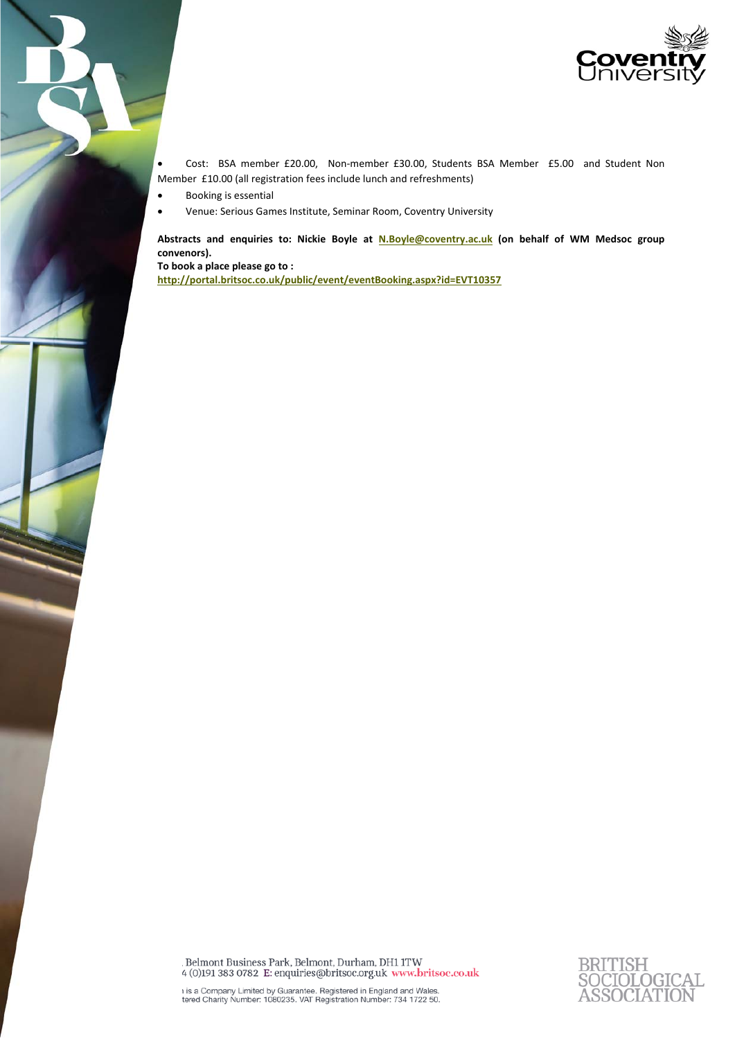- Cost: BSA member £20.00, Non-member £30.00, Students BSA Member £5.00 and Student Non Member £10.00 (all registration fees include lunch and refreshments)
- Booking is essential
- Venue: Serious Games Institute, Seminar Room, Coventry University

**Abstracts and enquiries to: Nickie Boyle at N.Boyle@coventry.ac.uk (on behalf of WM Medsoc group convenors).**
**To book a place please go to :**
**http://portal.britsoc.co.uk/public/event/eventBooking.aspx?id=EVT10357**